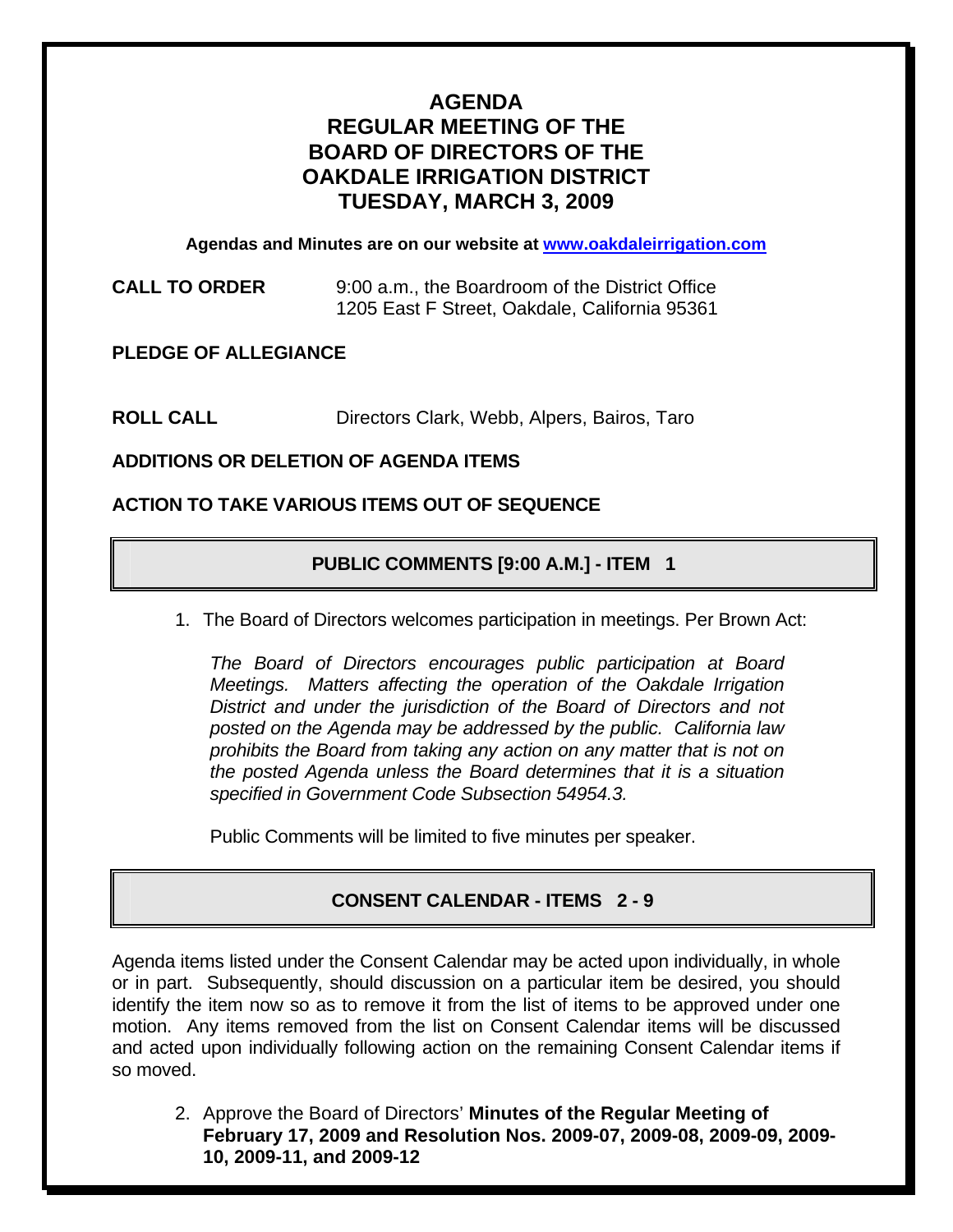# AGENDA
# REGULAR MEETING OF THE BOARD OF DIRECTORS OF THE OAKDALE IRRIGATION DISTRICT
# TUESDAY, MARCH 3, 2009

**Agendas and Minutes are on our website at [www.oakdaleirrigation.com](http://www.oakdaleirrigation.com)**

**CALL TO ORDER** 9:00 a.m., the Boardroom of the District Office
1205 East F Street, Oakdale, California 95361

**PLEDGE OF ALLEGIANCE**

**ROLL CALL** Directors Clark, Webb, Alpers, Bairos, Taro

**ADDITIONS OR DELETION OF AGENDA ITEMS**

**ACTION TO TAKE VARIOUS ITEMS OUT OF SEQUENCE**

## PUBLIC COMMENTS [9:00 A.M.] - ITEM 1

1. The Board of Directors welcomes participation in meetings. Per Brown Act:

   *The Board of Directors encourages public participation at Board Meetings. Matters affecting the operation of the Oakdale Irrigation District and under the jurisdiction of the Board of Directors and not posted on the Agenda may be addressed by the public. California law prohibits the Board from taking any action on any matter that is not on the posted Agenda unless the Board determines that it is a situation specified in Government Code Subsection 54954.3.*

   Public Comments will be limited to five minutes per speaker.

## CONSENT CALENDAR - ITEMS 2 - 9

Agenda items listed under the Consent Calendar may be acted upon individually, in whole or in part. Subsequently, should discussion on a particular item be desired, you should identify the item now so as to remove it from the list of items to be approved under one motion. Any items removed from the list on Consent Calendar items will be discussed and acted upon individually following action on the remaining Consent Calendar items if so moved.

2. Approve the Board of Directors' **Minutes of the Regular Meeting of February 17, 2009 and Resolution Nos. 2009-07, 2009-08, 2009-09, 2009-10, 2009-11, and 2009-12**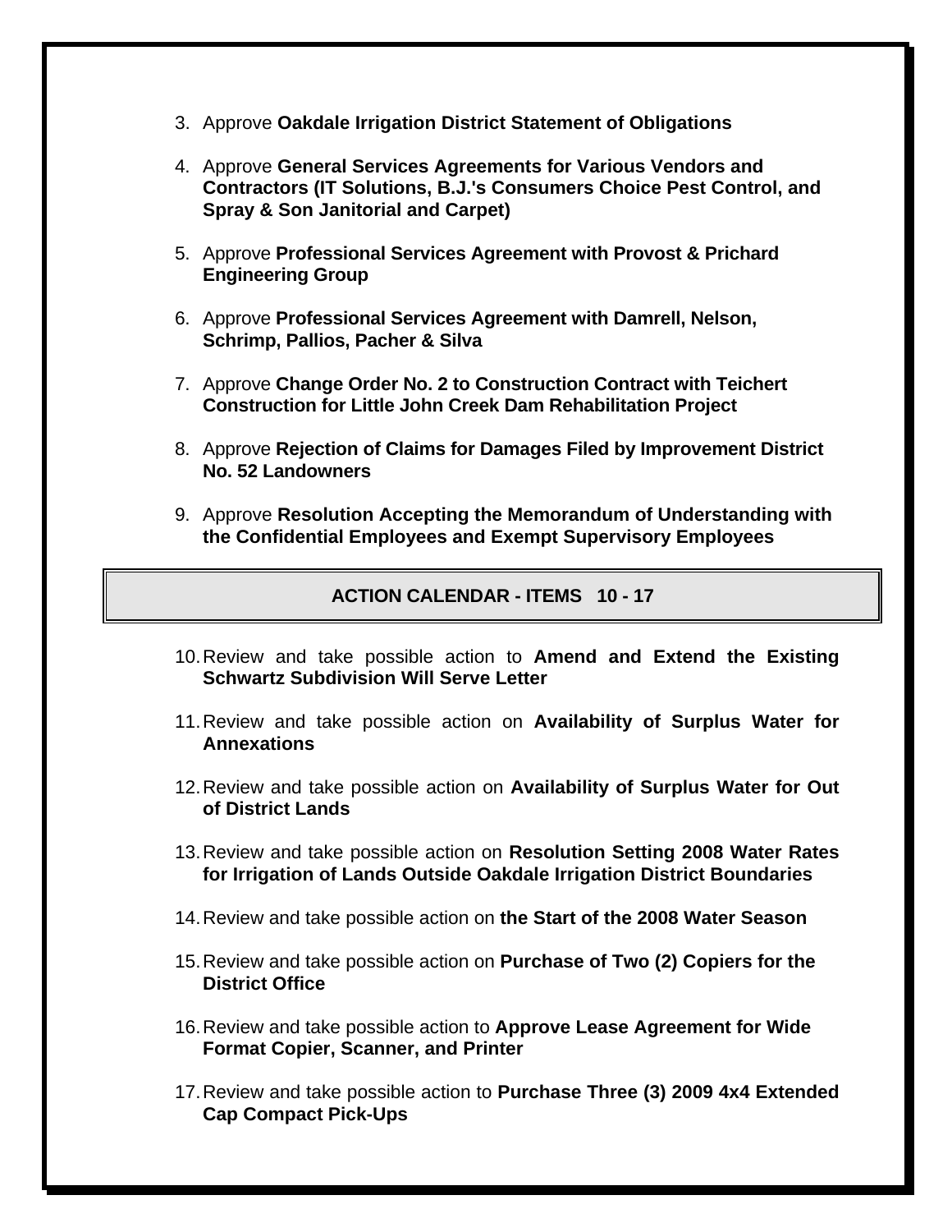3. Approve **Oakdale Irrigation District Statement of Obligations**

4. Approve **General Services Agreements for Various Vendors and Contractors (IT Solutions, B.J.'s Consumers Choice Pest Control, and Spray & Son Janitorial and Carpet)**

5. Approve **Professional Services Agreement with Provost & Prichard Engineering Group**

6. Approve **Professional Services Agreement with Damrell, Nelson, Schrimp, Pallios, Pacher & Silva**

7. Approve **Change Order No. 2 to Construction Contract with Teichert Construction for Little John Creek Dam Rehabilitation Project**

8. Approve **Rejection of Claims for Damages Filed by Improvement District No. 52 Landowners**

9. Approve **Resolution Accepting the Memorandum of Understanding with the Confidential Employees and Exempt Supervisory Employees**

## ACTION CALENDAR - ITEMS 10 - 17

10. Review and take possible action to **Amend and Extend the Existing Schwartz Subdivision Will Serve Letter**

11. Review and take possible action on **Availability of Surplus Water for Annexations**

12. Review and take possible action on **Availability of Surplus Water for Out of District Lands**

13. Review and take possible action on **Resolution Setting 2008 Water Rates for Irrigation of Lands Outside Oakdale Irrigation District Boundaries**

14. Review and take possible action on **the Start of the 2008 Water Season**

15. Review and take possible action on **Purchase of Two (2) Copiers for the District Office**

16. Review and take possible action to **Approve Lease Agreement for Wide Format Copier, Scanner, and Printer**

17. Review and take possible action to **Purchase Three (3) 2009 4x4 Extended Cap Compact Pick-Ups**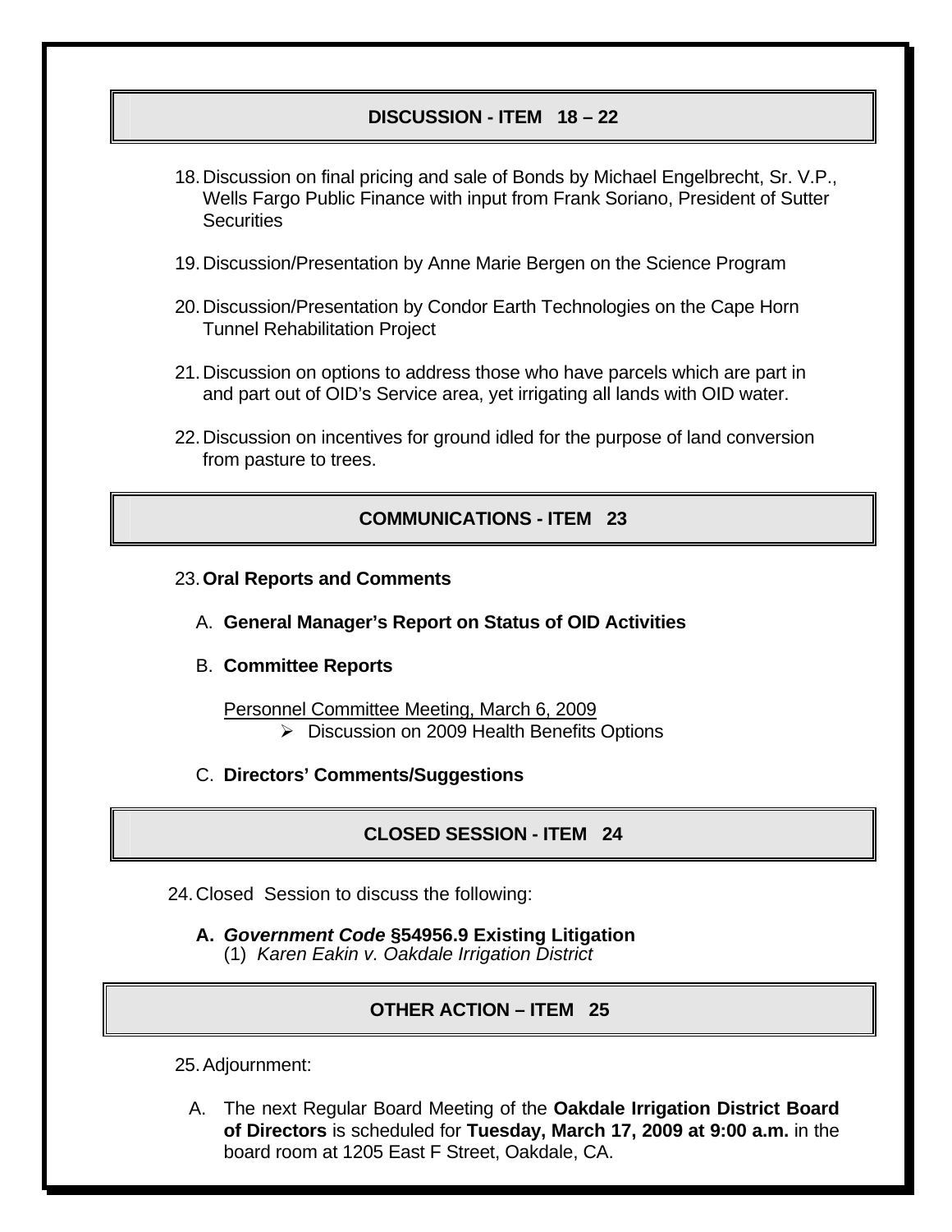## DISCUSSION - ITEM 18 – 22

18. Discussion on final pricing and sale of Bonds by Michael Engelbrecht, Sr. V.P., Wells Fargo Public Finance with input from Frank Soriano, President of Sutter Securities

19. Discussion/Presentation by Anne Marie Bergen on the Science Program

20. Discussion/Presentation by Condor Earth Technologies on the Cape Horn Tunnel Rehabilitation Project

21. Discussion on options to address those who have parcels which are part in and part out of OID's Service area, yet irrigating all lands with OID water.

22. Discussion on incentives for ground idled for the purpose of land conversion from pasture to trees.

## COMMUNICATIONS - ITEM 23

23. **Oral Reports and Comments**

   A. **General Manager's Report on Status of OID Activities**

   B. **Committee Reports**

      Personnel Committee Meeting, March 6, 2009
      - Discussion on 2009 Health Benefits Options

   C. **Directors' Comments/Suggestions**

## CLOSED SESSION - ITEM 24

24. Closed Session to discuss the following:

   **A. *Government Code* §54956.9 Existing Litigation**
   (1) *Karen Eakin v. Oakdale Irrigation District*

## OTHER ACTION – ITEM 25

25. Adjournment:

   A. The next Regular Board Meeting of the **Oakdale Irrigation District Board of Directors** is scheduled for **Tuesday, March 17, 2009 at 9:00 a.m.** in the board room at 1205 East F Street, Oakdale, CA.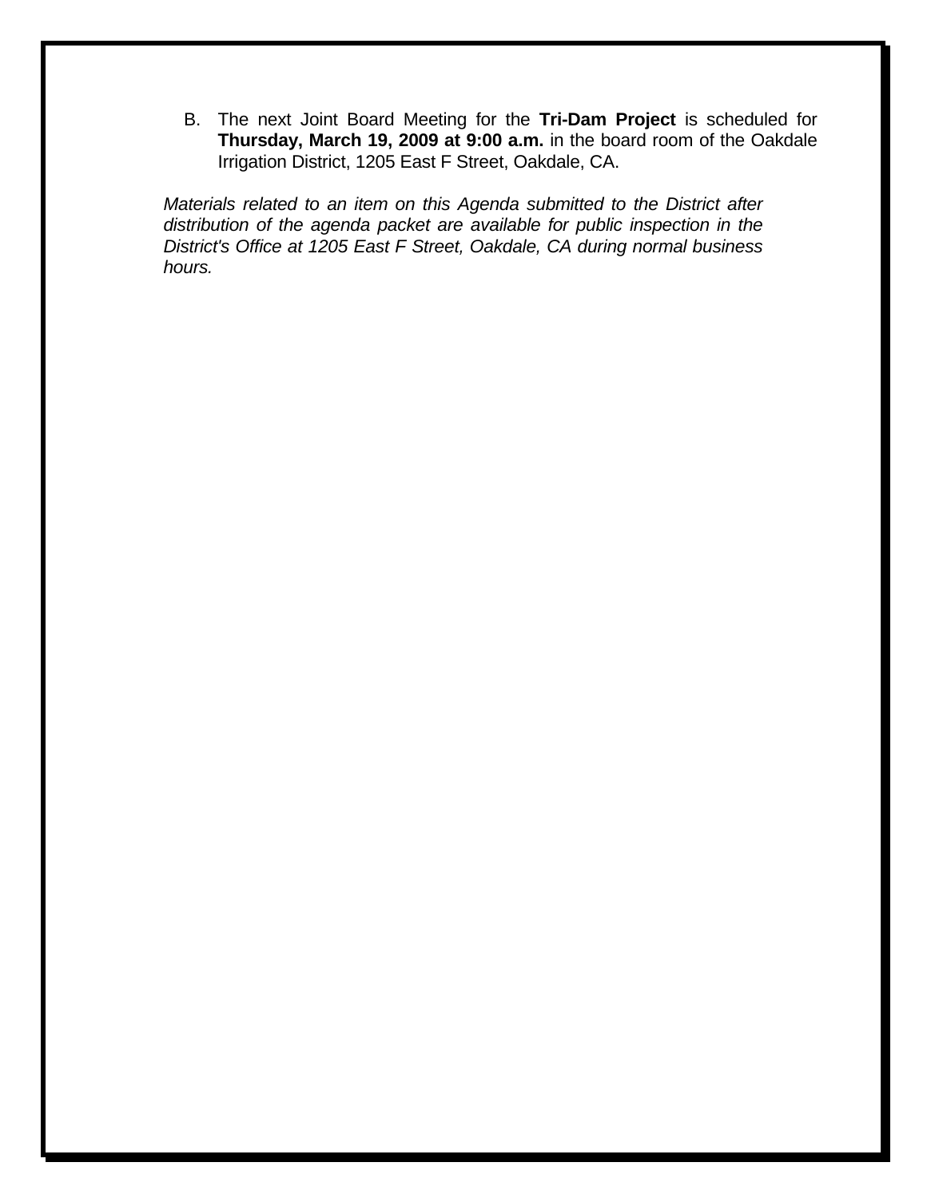B. The next Joint Board Meeting for the **Tri-Dam Project** is scheduled for **Thursday, March 19, 2009 at 9:00 a.m.** in the board room of the Oakdale Irrigation District, 1205 East F Street, Oakdale, CA.

*Materials related to an item on this Agenda submitted to the District after distribution of the agenda packet are available for public inspection in the District's Office at 1205 East F Street, Oakdale, CA during normal business hours.*